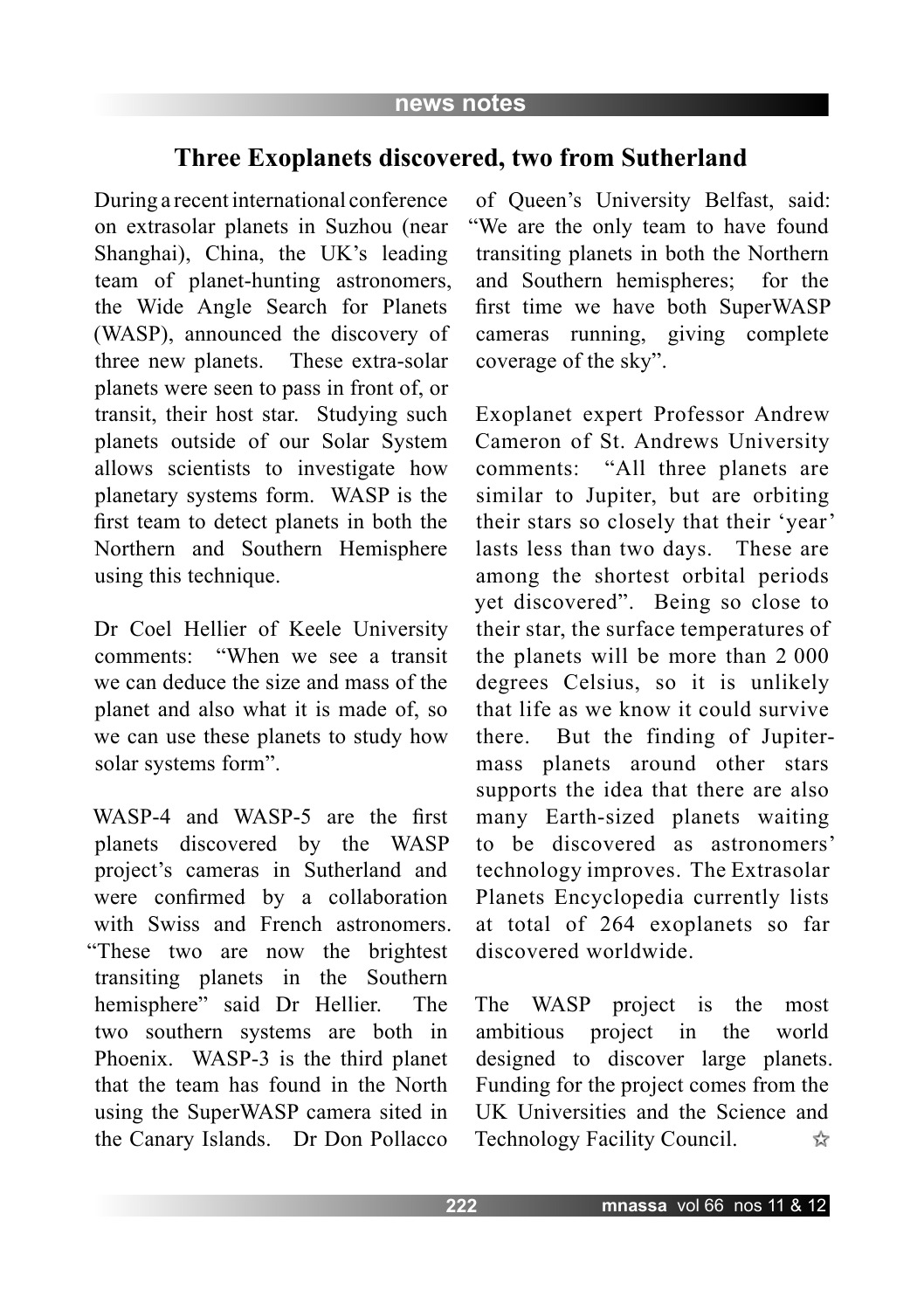# Three Exoplanets discovered, two from Sutherland

During a recent international conference on extrasolar planets in Suzhou (near Shanghai), China, the UK's leading team of planet-hunting astronomers, the Wide Angle Search for Planets (WASP), announced the discovery of three new planets. These extra-solar planets were seen to pass in front of, or transit, their host star. Studying such planets outside of our Solar System allows scientists to investigate how planetary systems form. WASP is the first team to detect planets in both the Northern and Southern Hemisphere using this technique.

Dr Coel Hellier of Keele University comments: "When we see a transit we can deduce the size and mass of the planet and also what it is made of, so we can use these planets to study how solar systems form".

WASP-4 and WASP-5 are the first planets discovered by the WASP project's cameras in Sutherland and were confirmed by a collaboration with Swiss and French astronomers. "These two are now the brightest transiting planets in the Southern hemisphere" said Dr Hellier. The two southern systems are both in Phoenix. WASP-3 is the third planet that the team has found in the North using the SuperWASP camera sited in the Canary Islands. Dr Don Pollacco of Queen's University Belfast, said: "We are the only team to have found transiting planets in both the Northern and Southern hemispheres; for the first time we have both SuperWASP cameras running, giving complete coverage of the sky".

Exoplanet expert Professor Andrew Cameron of St. Andrews University comments: "All three planets are similar to Jupiter, but are orbiting their stars so closely that their 'year' lasts less than two days. These are among the shortest orbital periods yet discovered". Being so close to their star, the surface temperatures of the planets will be more than 2 000 degrees Celsius, so it is unlikely that life as we know it could survive there. But the finding of Jupiter-mass planets around other stars supports the idea that there are also many Earth-sized planets waiting to be discovered as astronomers' technology improves. The Extrasolar Planets Encyclopedia currently lists at total of 264 exoplanets so far discovered worldwide.

The WASP project is the most ambitious project in the world designed to discover large planets. Funding for the project comes from the UK Universities and the Science and Technology Facility Council. ☆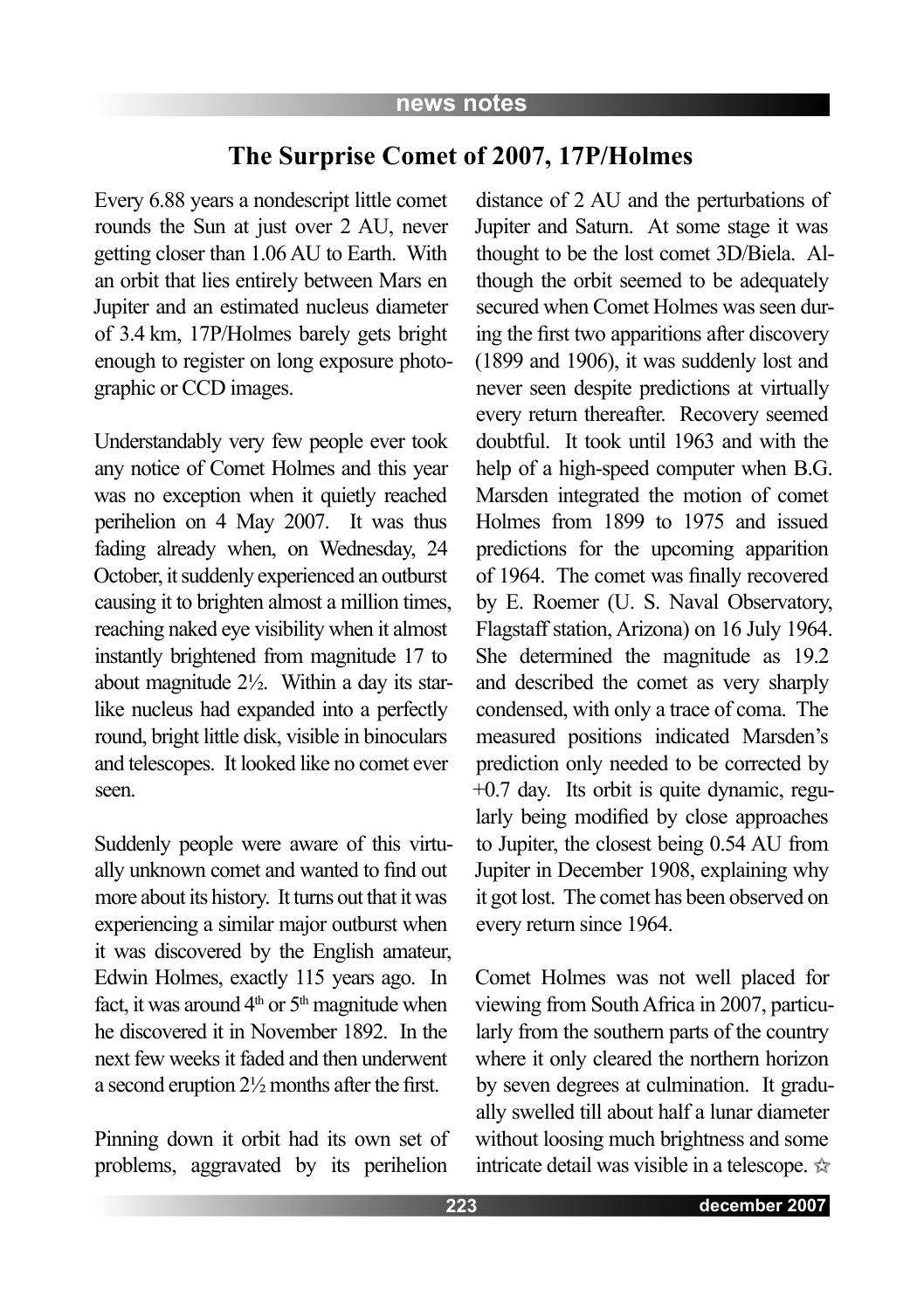## The Surprise Comet of 2007, 17P/Holmes

Every 6.88 years a nondescript little comet rounds the Sun at just over 2 AU, never getting closer than 1.06 AU to Earth. With an orbit that lies entirely between Mars en Jupiter and an estimated nucleus diameter of 3.4 km, 17P/Holmes barely gets bright enough to register on long exposure photographic or CCD images.

Understandably very few people ever took any notice of Comet Holmes and this year was no exception when it quietly reached perihelion on 4 May 2007. It was thus fading already when, on Wednesday, 24 October, it suddenly experienced an outburst causing it to brighten almost a million times, reaching naked eye visibility when it almost instantly brightened from magnitude 17 to about magnitude 2½. Within a day its star-like nucleus had expanded into a perfectly round, bright little disk, visible in binoculars and telescopes. It looked like no comet ever seen.

Suddenly people were aware of this virtually unknown comet and wanted to find out more about its history. It turns out that it was experiencing a similar major outburst when it was discovered by the English amateur, Edwin Holmes, exactly 115 years ago. In fact, it was around 4th or 5th magnitude when he discovered it in November 1892. In the next few weeks it faded and then underwent a second eruption 2½ months after the first.

Pinning down it orbit had its own set of problems, aggravated by its perihelion distance of 2 AU and the perturbations of Jupiter and Saturn. At some stage it was thought to be the lost comet 3D/Biela. Although the orbit seemed to be adequately secured when Comet Holmes was seen during the first two apparitions after discovery (1899 and 1906), it was suddenly lost and never seen despite predictions at virtually every return thereafter. Recovery seemed doubtful. It took until 1963 and with the help of a high-speed computer when B.G. Marsden integrated the motion of comet Holmes from 1899 to 1975 and issued predictions for the upcoming apparition of 1964. The comet was finally recovered by E. Roemer (U. S. Naval Observatory, Flagstaff station, Arizona) on 16 July 1964. She determined the magnitude as 19.2 and described the comet as very sharply condensed, with only a trace of coma. The measured positions indicated Marsden's prediction only needed to be corrected by +0.7 day. Its orbit is quite dynamic, regularly being modified by close approaches to Jupiter, the closest being 0.54 AU from Jupiter in December 1908, explaining why it got lost. The comet has been observed on every return since 1964.

Comet Holmes was not well placed for viewing from South Africa in 2007, particularly from the southern parts of the country where it only cleared the northern horizon by seven degrees at culmination. It gradually swelled till about half a lunar diameter without loosing much brightness and some intricate detail was visible in a telescope. ☆